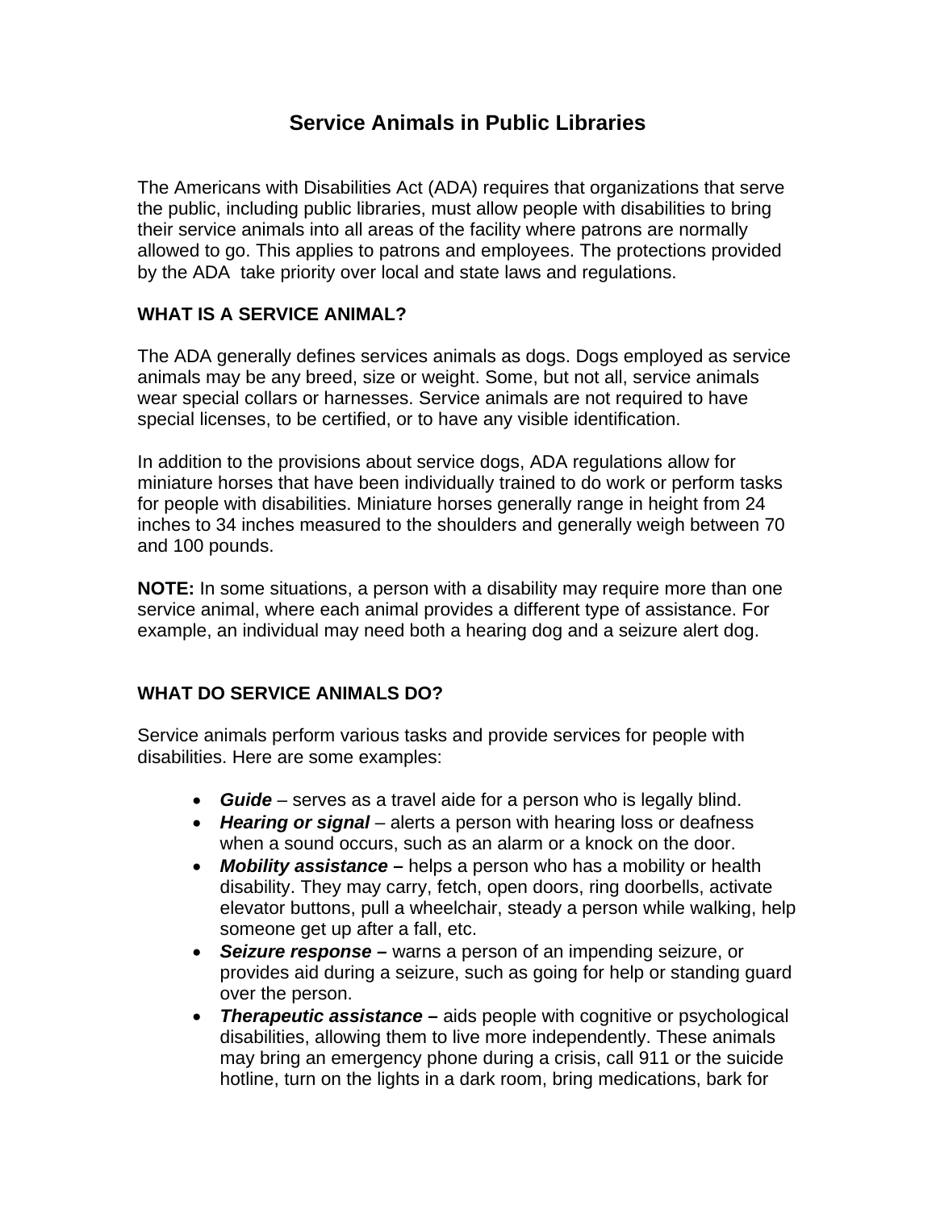# Service Animals in Public Libraries

The Americans with Disabilities Act (ADA) requires that organizations that serve the public, including public libraries, must allow people with disabilities to bring their service animals into all areas of the facility where patrons are normally allowed to go. This applies to patrons and employees. The protections provided by the ADA take priority over local and state laws and regulations.

## WHAT IS A SERVICE ANIMAL?

The ADA generally defines services animals as dogs. Dogs employed as service animals may be any breed, size or weight. Some, but not all, service animals wear special collars or harnesses. Service animals are not required to have special licenses, to be certified, or to have any visible identification.

In addition to the provisions about service dogs, ADA regulations allow for miniature horses that have been individually trained to do work or perform tasks for people with disabilities. Miniature horses generally range in height from 24 inches to 34 inches measured to the shoulders and generally weigh between 70 and 100 pounds.

**NOTE:** In some situations, a person with a disability may require more than one service animal, where each animal provides a different type of assistance. For example, an individual may need both a hearing dog and a seizure alert dog.

## WHAT DO SERVICE ANIMALS DO?

Service animals perform various tasks and provide services for people with disabilities. Here are some examples:

- ***Guide*** – serves as a travel aide for a person who is legally blind.
- ***Hearing or signal*** – alerts a person with hearing loss or deafness when a sound occurs, such as an alarm or a knock on the door.
- ***Mobility assistance* –** helps a person who has a mobility or health disability. They may carry, fetch, open doors, ring doorbells, activate elevator buttons, pull a wheelchair, steady a person while walking, help someone get up after a fall, etc.
- ***Seizure response* –** warns a person of an impending seizure, or provides aid during a seizure, such as going for help or standing guard over the person.
- ***Therapeutic assistance* –** aids people with cognitive or psychological disabilities, allowing them to live more independently. These animals may bring an emergency phone during a crisis, call 911 or the suicide hotline, turn on the lights in a dark room, bring medications, bark for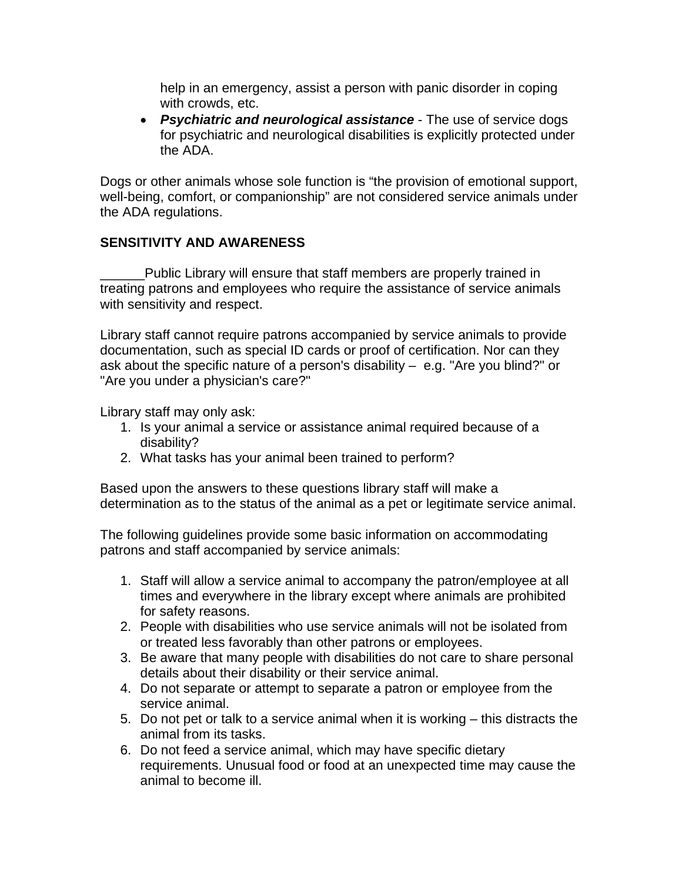help in an emergency, assist a person with panic disorder in coping with crowds, etc.

- ***Psychiatric and neurological assistance*** - The use of service dogs for psychiatric and neurological disabilities is explicitly protected under the ADA.

Dogs or other animals whose sole function is "the provision of emotional support, well-being, comfort, or companionship" are not considered service animals under the ADA regulations.

**SENSITIVITY AND AWARENESS**

______Public Library will ensure that staff members are properly trained in treating patrons and employees who require the assistance of service animals with sensitivity and respect.

Library staff cannot require patrons accompanied by service animals to provide documentation, such as special ID cards or proof of certification. Nor can they ask about the specific nature of a person's disability – e.g. "Are you blind?" or "Are you under a physician's care?"

Library staff may only ask:

1. Is your animal a service or assistance animal required because of a disability?
2. What tasks has your animal been trained to perform?

Based upon the answers to these questions library staff will make a determination as to the status of the animal as a pet or legitimate service animal.

The following guidelines provide some basic information on accommodating patrons and staff accompanied by service animals:

1. Staff will allow a service animal to accompany the patron/employee at all times and everywhere in the library except where animals are prohibited for safety reasons.
2. People with disabilities who use service animals will not be isolated from or treated less favorably than other patrons or employees.
3. Be aware that many people with disabilities do not care to share personal details about their disability or their service animal.
4. Do not separate or attempt to separate a patron or employee from the service animal.
5. Do not pet or talk to a service animal when it is working – this distracts the animal from its tasks.
6. Do not feed a service animal, which may have specific dietary requirements. Unusual food or food at an unexpected time may cause the animal to become ill.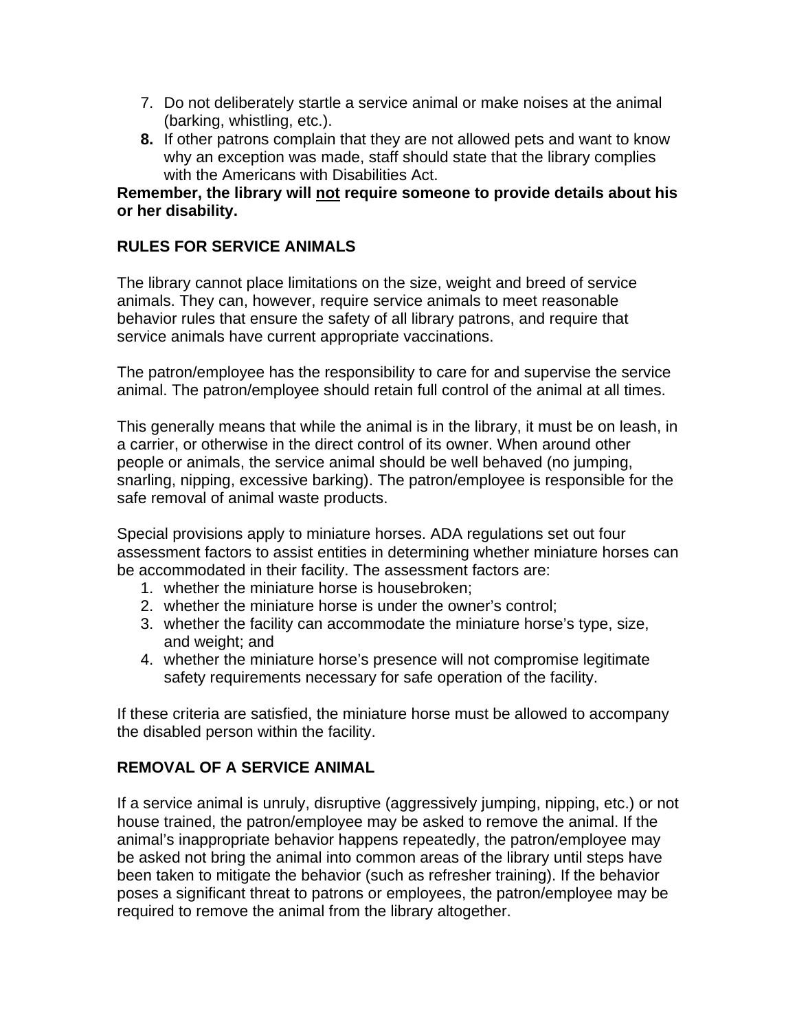7. Do not deliberately startle a service animal or make noises at the animal (barking, whistling, etc.).
8. If other patrons complain that they are not allowed pets and want to know why an exception was made, staff should state that the library complies with the Americans with Disabilities Act.

**Remember, the library will <u>not</u> require someone to provide details about his or her disability.**

## RULES FOR SERVICE ANIMALS

The library cannot place limitations on the size, weight and breed of service animals. They can, however, require service animals to meet reasonable behavior rules that ensure the safety of all library patrons, and require that service animals have current appropriate vaccinations.

The patron/employee has the responsibility to care for and supervise the service animal. The patron/employee should retain full control of the animal at all times.

This generally means that while the animal is in the library, it must be on leash, in a carrier, or otherwise in the direct control of its owner. When around other people or animals, the service animal should be well behaved (no jumping, snarling, nipping, excessive barking). The patron/employee is responsible for the safe removal of animal waste products.

Special provisions apply to miniature horses. ADA regulations set out four assessment factors to assist entities in determining whether miniature horses can be accommodated in their facility. The assessment factors are:

1. whether the miniature horse is housebroken;
2. whether the miniature horse is under the owner's control;
3. whether the facility can accommodate the miniature horse's type, size, and weight; and
4. whether the miniature horse's presence will not compromise legitimate safety requirements necessary for safe operation of the facility.

If these criteria are satisfied, the miniature horse must be allowed to accompany the disabled person within the facility.

## REMOVAL OF A SERVICE ANIMAL

If a service animal is unruly, disruptive (aggressively jumping, nipping, etc.) or not house trained, the patron/employee may be asked to remove the animal. If the animal's inappropriate behavior happens repeatedly, the patron/employee may be asked not bring the animal into common areas of the library until steps have been taken to mitigate the behavior (such as refresher training). If the behavior poses a significant threat to patrons or employees, the patron/employee may be required to remove the animal from the library altogether.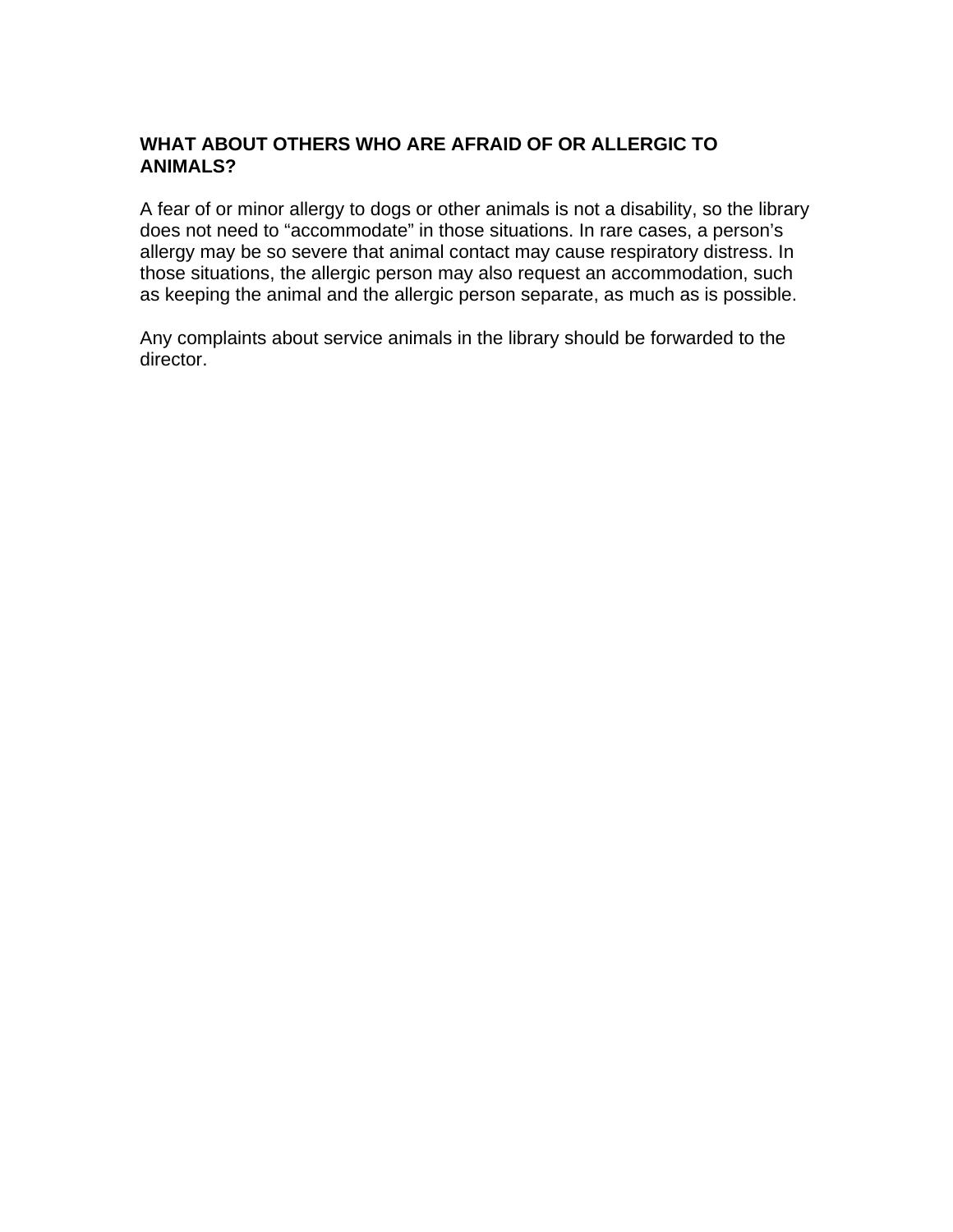**WHAT ABOUT OTHERS WHO ARE AFRAID OF OR ALLERGIC TO ANIMALS?**

A fear of or minor allergy to dogs or other animals is not a disability, so the library does not need to “accommodate” in those situations. In rare cases, a person’s allergy may be so severe that animal contact may cause respiratory distress. In those situations, the allergic person may also request an accommodation, such as keeping the animal and the allergic person separate, as much as is possible.

Any complaints about service animals in the library should be forwarded to the director.